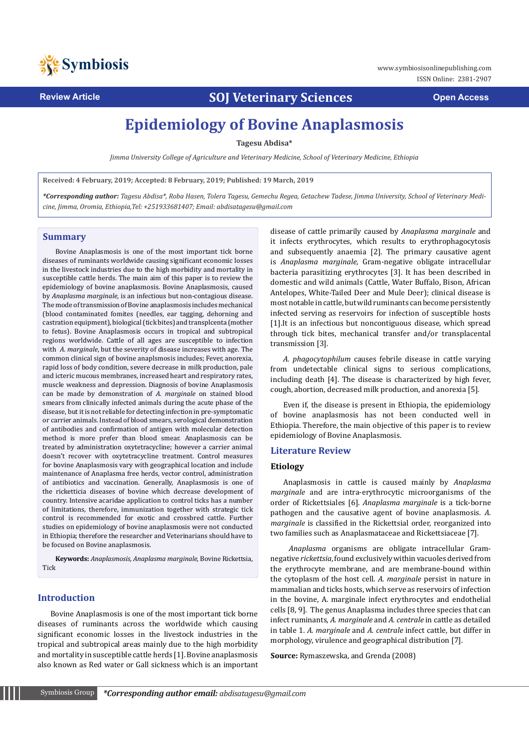Review Article | SOJ Veterinary Sciences | Open Access

# Epidemiology of Bovine Anaplasmosis

**Tagesu Abdisa***

*Jimma University College of Agriculture and Veterinary Medicine, School of Veterinary Medicine, Ethiopia*

**Received: 4 February, 2019; Accepted: 8 February, 2019; Published: 19 March, 2019**

***Corresponding author:** *Tagesu Abdisa*, Roba Hasen, Tolera Tagesu, Gemechu Regea, Getachew Tadese, Jimma University, School of Veterinary Medicine, Jimma, Oromia, Ethiopia,Tel: +251933681407; Email: abdisatagesu@gmail.com*

## Summary

Bovine Anaplasmosis is one of the most important tick borne diseases of ruminants worldwide causing significant economic losses in the livestock industries due to the high morbidity and mortality in susceptible cattle herds. The main aim of this paper is to review the epidemiology of bovine anaplasmosis. Bovine Anaplasmosis, caused by *Anaplasma marginale*, is an infectious but non-contagious disease. The mode of transmission of Bovine anaplasmosis includes mechanical (blood contaminated fomites (needles, ear tagging, dehorning and castration equipment), biological (tick bites) and transplcenta (mother to fetus). Bovine Anaplasmosis occurs in tropical and subtropical regions worldwide. Cattle of all ages are susceptible to infection with *A. marginale*, but the severity of disease increases with age. The common clinical sign of bovine anaplsmosis includes; Fever, anorexia, rapid loss of body condition, severe decrease in milk production, pale and icteric mucous membranes, increased heart and respiratory rates, muscle weakness and depression. Diagnosis of bovine Anaplasmosis can be made by demonstration of *A. marginale* on stained blood smears from clinically infected animals during the acute phase of the disease, but it is not reliable for detecting infection in pre-symptomatic or carrier animals. Instead of blood smears, serological demonstration of antibodies and confirmation of antigen with molecular detection method is more prefer than blood smear. Anaplasmosis can be treated by administration oxytetracycline; however a carrier animal doesn't recover with oxytetracycline treatment. Control measures for bovine Anaplasmosis vary with geographical location and include maintenance of Anaplasma free herds, vector control, administration of antibiotics and vaccination. Generally, Anaplasmosis is one of the rickettcia diseases of bovine which decrease development of country. Intensive acaridae application to control ticks has a number of limitations, therefore, immunization together with strategic tick control is recommended for exotic and crossbred cattle. Further studies on epidemiology of bovine anaplasmosis were not conducted in Ethiopia; therefore the researcher and Veterinarians should have to be focused on Bovine anaplasmosis.

**Keywords:** *Anaplasmosis, Anaplasma marginale*, Bovine Rickettsia, Tick

## Introduction

Bovine Anaplasmosis is one of the most important tick borne diseases of ruminants across the worldwide which causing significant economic losses in the livestock industries in the tropical and subtropical areas mainly due to the high morbidity and mortality in susceptible cattle herds [1]. Bovine anaplasmosis also known as Red water or Gall sickness which is an important disease of cattle primarily caused by *Anaplasma marginale* and it infects erythrocytes, which results to erythrophagocytosis and subsequently anaemia [2]. The primary causative agent is *Anaplasma marginale,* Gram-negative obligate intracellular bacteria parasitizing erythrocytes [3]. It has been described in domestic and wild animals (Cattle, Water Buffalo, Bison, African Antelopes, White-Tailed Deer and Mule Deer); clinical disease is most notable in cattle, but wild ruminants can become persistently infected serving as reservoirs for infection of susceptible hosts [1].It is an infectious but noncontiguous disease, which spread through tick bites, mechanical transfer and/or transplacental transmission [3].

*A. phagocytophilum* causes febrile disease in cattle varying from undetectable clinical signs to serious complications, including death [4]. The disease is characterized by high fever, cough, abortion, decreased milk production, and anorexia [5].

Even if, the disease is present in Ethiopia, the epidemiology of bovine anaplasmosis has not been conducted well in Ethiopia. Therefore, the main objective of this paper is to review epidemiology of Bovine Anaplasmosis.

## Literature Review

### Etiology

Anaplasmosis in cattle is caused mainly by *Anaplasma marginale* and are intra-erythrocytic microorganisms of the order of Rickettsiales [6]. *Anaplasma marginale* is a tick-borne pathogen and the causative agent of bovine anaplasmosis. *A. marginale* is classified in the Rickettsial order, reorganized into two families such as Anaplasmataceae and Rickettsiaceae [7].

*Anaplasma* organisms are obligate intracellular Gram-negative *rickettsia*, found exclusively within vacuoles derived from the erythrocyte membrane, and are membrane-bound within the cytoplasm of the host cell. *A. marginale* persist in nature in mammalian and ticks hosts, which serve as reservoirs of infection in the bovine, A. marginale infect erythrocytes and endothelial cells [8, 9]. The genus Anaplasma includes three species that can infect ruminants, *A. marginale* and *A. centrale* in cattle as detailed in table 1. *A. marginale* and *A. centrale* infect cattle, but differ in morphology, virulence and geographical distribution [7].

**Source:** Rymaszewska, and Grenda (2008)

Symbiosis Group ***Corresponding author email:** *abdisatagesu@gmail.com*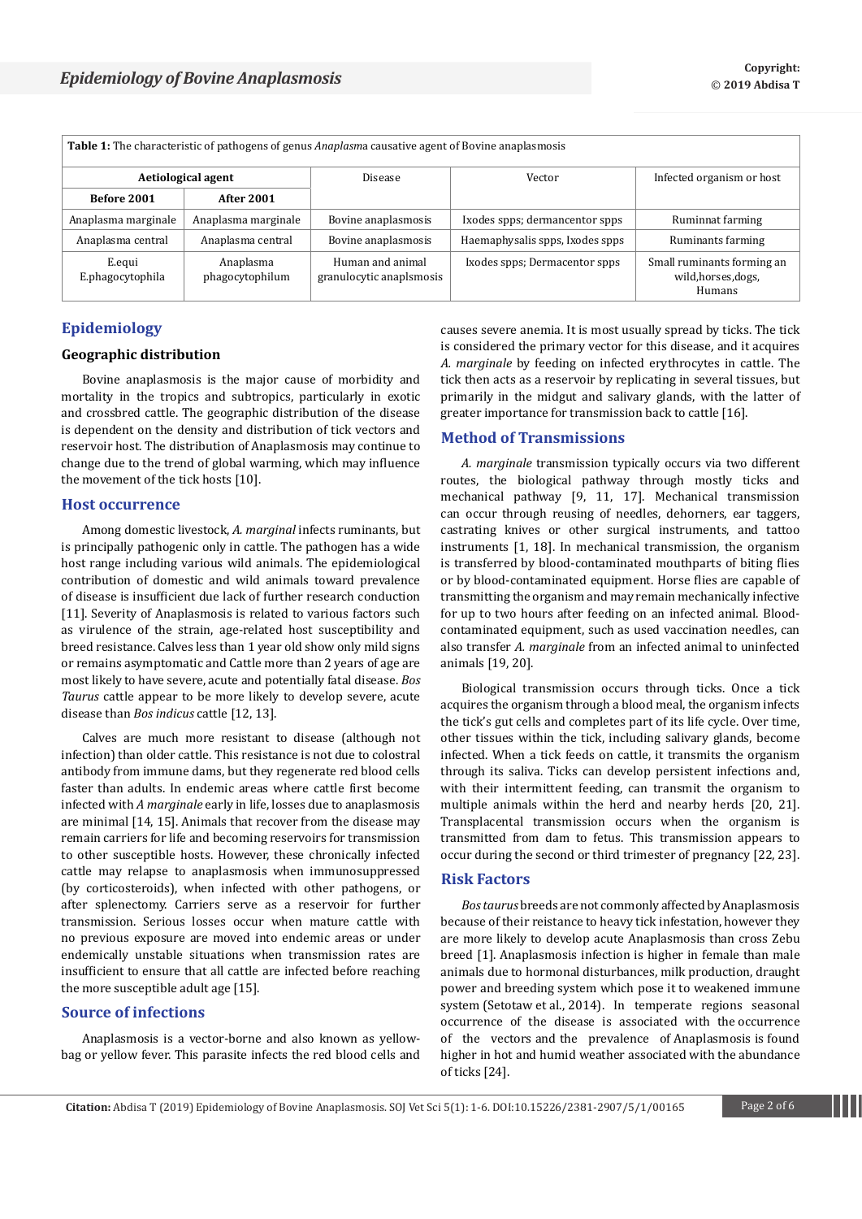**Table 1:** The characteristic of pathogens of genus *Anaplasma* causative agent of Bovine anaplasmosis

| Aetiological agent | | Disease | Vector | Infected organism or host |
|---|---|---|---|---|
| **Before 2001** | **After 2001** | | | |
| Anaplasma marginale | Anaplasma marginale | Bovine anaplasmosis | Ixodes spps; dermancentor spps | Ruminnat farming |
| Anaplasma central | Anaplasma central | Bovine anaplasmosis | Haemaphysalis spps, Ixodes spps | Ruminants farming |
| E.equi E.phagocytophila | Anaplasma phagocytophilum | Human and animal granulocytic anaplsmosis | Ixodes spps; Dermacentor spps | Small ruminants forming an wild,horses,dogs, Humans |

## Epidemiology

### Geographic distribution

Bovine anaplasmosis is the major cause of morbidity and mortality in the tropics and subtropics, particularly in exotic and crossbred cattle. The geographic distribution of the disease is dependent on the density and distribution of tick vectors and reservoir host. The distribution of Anaplasmosis may continue to change due to the trend of global warming, which may influence the movement of the tick hosts [10].

## Host occurrence

Among domestic livestock, *A. marginal* infects ruminants, but is principally pathogenic only in cattle. The pathogen has a wide host range including various wild animals. The epidemiological contribution of domestic and wild animals toward prevalence of disease is insufficient due lack of further research conduction [11]. Severity of Anaplasmosis is related to various factors such as virulence of the strain, age-related host susceptibility and breed resistance. Calves less than 1 year old show only mild signs or remains asymptomatic and Cattle more than 2 years of age are most likely to have severe, acute and potentially fatal disease. *Bos Taurus* cattle appear to be more likely to develop severe, acute disease than *Bos indicus* cattle [12, 13].

Calves are much more resistant to disease (although not infection) than older cattle. This resistance is not due to colostral antibody from immune dams, but they regenerate red blood cells faster than adults. In endemic areas where cattle first become infected with *A marginale* early in life, losses due to anaplasmosis are minimal [14, 15]. Animals that recover from the disease may remain carriers for life and becoming reservoirs for transmission to other susceptible hosts. However, these chronically infected cattle may relapse to anaplasmosis when immunosuppressed (by corticosteroids), when infected with other pathogens, or after splenectomy. Carriers serve as a reservoir for further transmission. Serious losses occur when mature cattle with no previous exposure are moved into endemic areas or under endemically unstable situations when transmission rates are insufficient to ensure that all cattle are infected before reaching the more susceptible adult age [15].

## Source of infections

Anaplasmosis is a vector-borne and also known as yellow-bag or yellow fever. This parasite infects the red blood cells and causes severe anemia. It is most usually spread by ticks. The tick is considered the primary vector for this disease, and it acquires *A. marginale* by feeding on infected erythrocytes in cattle. The tick then acts as a reservoir by replicating in several tissues, but primarily in the midgut and salivary glands, with the latter of greater importance for transmission back to cattle [16].

## Method of Transmissions

*A. marginale* transmission typically occurs via two different routes, the biological pathway through mostly ticks and mechanical pathway [9, 11, 17]. Mechanical transmission can occur through reusing of needles, dehorners, ear taggers, castrating knives or other surgical instruments, and tattoo instruments [1, 18]. In mechanical transmission, the organism is transferred by blood-contaminated mouthparts of biting flies or by blood-contaminated equipment. Horse flies are capable of transmitting the organism and may remain mechanically infective for up to two hours after feeding on an infected animal. Blood-contaminated equipment, such as used vaccination needles, can also transfer *A. marginale* from an infected animal to uninfected animals [19, 20].

Biological transmission occurs through ticks. Once a tick acquires the organism through a blood meal, the organism infects the tick's gut cells and completes part of its life cycle. Over time, other tissues within the tick, including salivary glands, become infected. When a tick feeds on cattle, it transmits the organism through its saliva. Ticks can develop persistent infections and, with their intermittent feeding, can transmit the organism to multiple animals within the herd and nearby herds [20, 21]. Transplacental transmission occurs when the organism is transmitted from dam to fetus. This transmission appears to occur during the second or third trimester of pregnancy [22, 23].

## Risk Factors

*Bos taurus* breeds are not commonly affected by Anaplasmosis because of their reistance to heavy tick infestation, however they are more likely to develop acute Anaplasmosis than cross Zebu breed [1]. Anaplasmosis infection is higher in female than male animals due to hormonal disturbances, milk production, draught power and breeding system which pose it to weakened immune system (Setotaw et al., 2014). In temperate regions seasonal occurrence of the disease is associated with the occurrence of the vectors and the prevalence of Anaplasmosis is found higher in hot and humid weather associated with the abundance of ticks [24].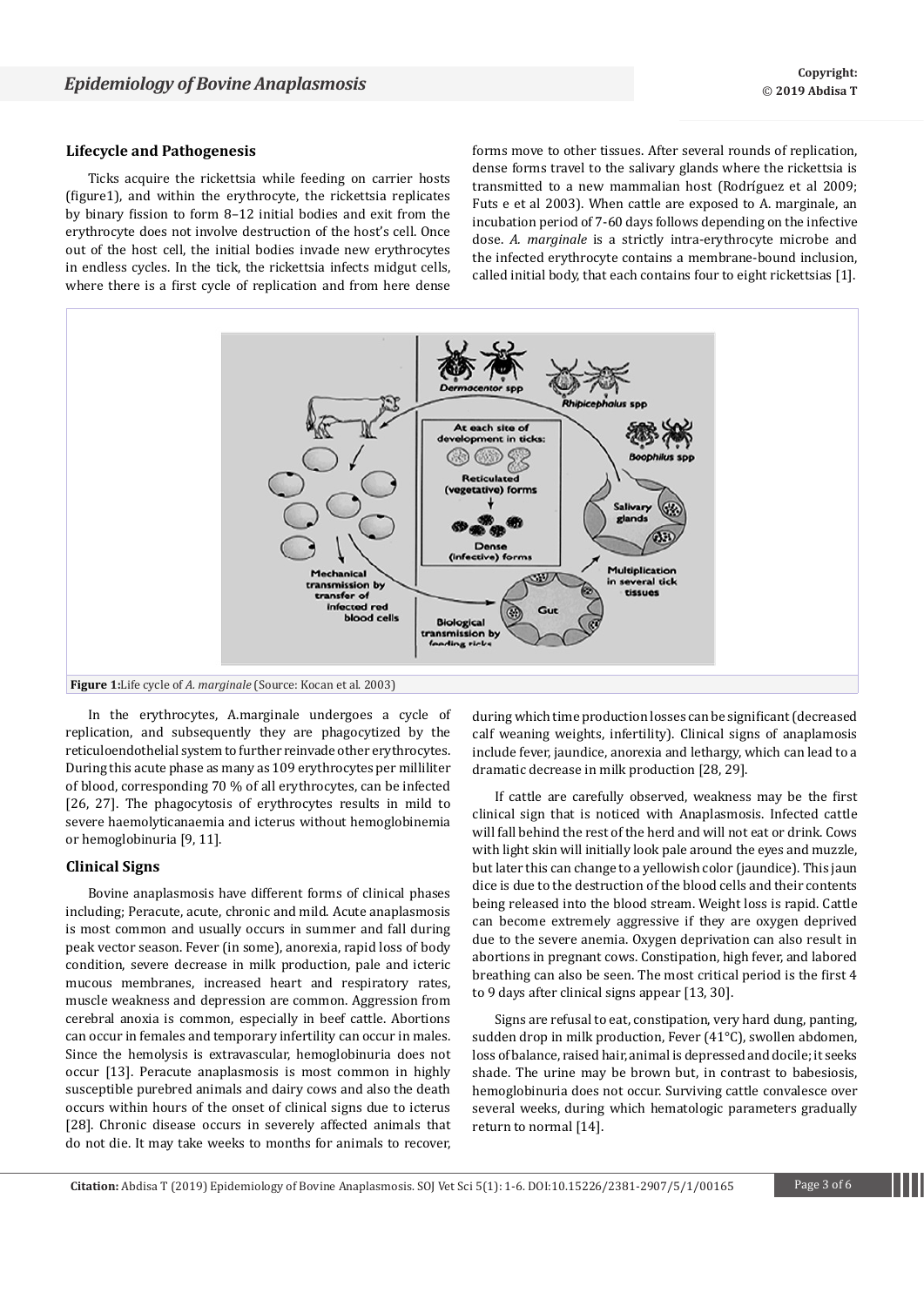## Lifecycle and Pathogenesis

Ticks acquire the rickettsia while feeding on carrier hosts (figure1), and within the erythrocyte, the rickettsia replicates by binary fission to form 8–12 initial bodies and exit from the erythrocyte does not involve destruction of the host's cell. Once out of the host cell, the initial bodies invade new erythrocytes in endless cycles. In the tick, the rickettsia infects midgut cells, where there is a first cycle of replication and from here dense forms move to other tissues. After several rounds of replication, dense forms travel to the salivary glands where the rickettsia is transmitted to a new mammalian host (Rodríguez et al 2009; Futs e et al 2003). When cattle are exposed to A. marginale, an incubation period of 7-60 days follows depending on the infective dose. *A. marginale* is a strictly intra-erythrocyte microbe and the infected erythrocyte contains a membrane-bound inclusion, called initial body, that each contains four to eight rickettsias [1].

**Figure 1:** Life cycle of *A. marginale* (Source: Kocan et al. 2003)

In the erythrocytes, A.marginale undergoes a cycle of replication, and subsequently they are phagocytized by the reticuloendothelial system to further reinvade other erythrocytes. During this acute phase as many as 109 erythrocytes per milliliter of blood, corresponding 70 % of all erythrocytes, can be infected [26, 27]. The phagocytosis of erythrocytes results in mild to severe haemolyticanaemia and icterus without hemoglobinemia or hemoglobinuria [9, 11].

## Clinical Signs

Bovine anaplasmosis have different forms of clinical phases including; Peracute, acute, chronic and mild. Acute anaplasmosis is most common and usually occurs in summer and fall during peak vector season. Fever (in some), anorexia, rapid loss of body condition, severe decrease in milk production, pale and icteric mucous membranes, increased heart and respiratory rates, muscle weakness and depression are common. Aggression from cerebral anoxia is common, especially in beef cattle. Abortions can occur in females and temporary infertility can occur in males. Since the hemolysis is extravascular, hemoglobinuria does not occur [13]. Peracute anaplasmosis is most common in highly susceptible purebred animals and dairy cows and also the death occurs within hours of the onset of clinical signs due to icterus [28]. Chronic disease occurs in severely affected animals that do not die. It may take weeks to months for animals to recover, during which time production losses can be significant (decreased calf weaning weights, infertility). Clinical signs of anaplasmosis include fever, jaundice, anorexia and lethargy, which can lead to a dramatic decrease in milk production [28, 29].

If cattle are carefully observed, weakness may be the first clinical sign that is noticed with Anaplasmosis. Infected cattle will fall behind the rest of the herd and will not eat or drink. Cows with light skin will initially look pale around the eyes and muzzle, but later this can change to a yellowish color (jaundice). This jaundice is due to the destruction of the blood cells and their contents being released into the blood stream. Weight loss is rapid. Cattle can become extremely aggressive if they are oxygen deprived due to the severe anemia. Oxygen deprivation can also result in abortions in pregnant cows. Constipation, high fever, and labored breathing can also be seen. The most critical period is the first 4 to 9 days after clinical signs appear [13, 30].

Signs are refusal to eat, constipation, very hard dung, panting, sudden drop in milk production, Fever (41°C), swollen abdomen, loss of balance, raised hair, animal is depressed and docile; it seeks shade. The urine may be brown but, in contrast to babesiosis, hemoglobinuria does not occur. Surviving cattle convalesce over several weeks, during which hematologic parameters gradually return to normal [14].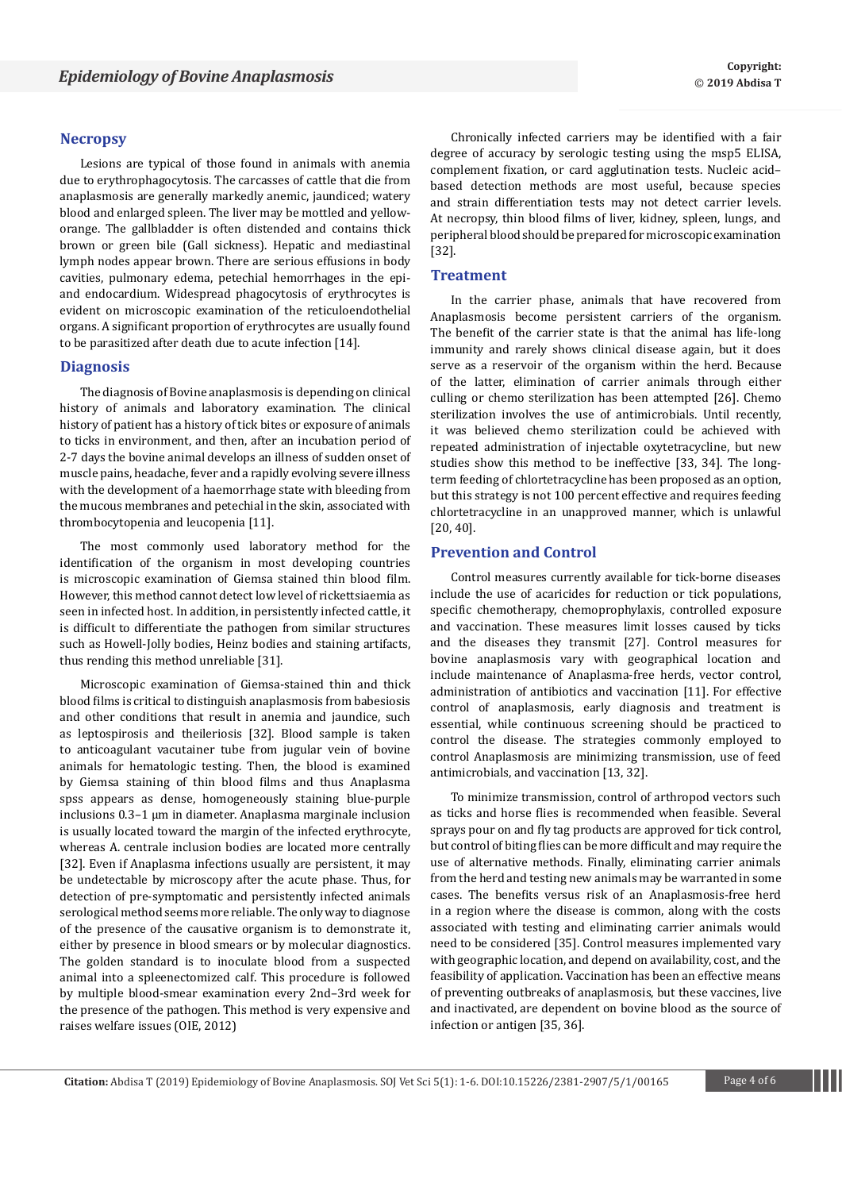## Necropsy

Lesions are typical of those found in animals with anemia due to erythrophagocytosis. The carcasses of cattle that die from anaplasmosis are generally markedly anemic, jaundiced; watery blood and enlarged spleen. The liver may be mottled and yellow-orange. The gallbladder is often distended and contains thick brown or green bile (Gall sickness). Hepatic and mediastinal lymph nodes appear brown. There are serious effusions in body cavities, pulmonary edema, petechial hemorrhages in the epi- and endocardium. Widespread phagocytosis of erythrocytes is evident on microscopic examination of the reticuloendothelial organs. A significant proportion of erythrocytes are usually found to be parasitized after death due to acute infection [14].

## Diagnosis

The diagnosis of Bovine anaplasmosis is depending on clinical history of animals and laboratory examination. The clinical history of patient has a history of tick bites or exposure of animals to ticks in environment, and then, after an incubation period of 2-7 days the bovine animal develops an illness of sudden onset of muscle pains, headache, fever and a rapidly evolving severe illness with the development of a haemorrhage state with bleeding from the mucous membranes and petechial in the skin, associated with thrombocytopenia and leucopenia [11].

The most commonly used laboratory method for the identification of the organism in most developing countries is microscopic examination of Giemsa stained thin blood film. However, this method cannot detect low level of rickettsiaemia as seen in infected host. In addition, in persistently infected cattle, it is difficult to differentiate the pathogen from similar structures such as Howell-Jolly bodies, Heinz bodies and staining artifacts, thus rending this method unreliable [31].

Microscopic examination of Giemsa-stained thin and thick blood films is critical to distinguish anaplasmosis from babesiosis and other conditions that result in anemia and jaundice, such as leptospirosis and theileriosis [32]. Blood sample is taken to anticoagulant vacutainer tube from jugular vein of bovine animals for hematologic testing. Then, the blood is examined by Giemsa staining of thin blood films and thus Anaplasma spss appears as dense, homogeneously staining blue-purple inclusions 0.3–1 μm in diameter. Anaplasma marginale inclusion is usually located toward the margin of the infected erythrocyte, whereas A. centrale inclusion bodies are located more centrally [32]. Even if Anaplasma infections usually are persistent, it may be undetectable by microscopy after the acute phase. Thus, for detection of pre-symptomatic and persistently infected animals serological method seems more reliable. The only way to diagnose of the presence of the causative organism is to demonstrate it, either by presence in blood smears or by molecular diagnostics. The golden standard is to inoculate blood from a suspected animal into a spleenectomized calf. This procedure is followed by multiple blood-smear examination every 2nd–3rd week for the presence of the pathogen. This method is very expensive and raises welfare issues (OIE, 2012)

Chronically infected carriers may be identified with a fair degree of accuracy by serologic testing using the msp5 ELISA, complement fixation, or card agglutination tests. Nucleic acid–based detection methods are most useful, because species and strain differentiation tests may not detect carrier levels. At necropsy, thin blood films of liver, kidney, spleen, lungs, and peripheral blood should be prepared for microscopic examination [32].

## Treatment

In the carrier phase, animals that have recovered from Anaplasmosis become persistent carriers of the organism. The benefit of the carrier state is that the animal has life-long immunity and rarely shows clinical disease again, but it does serve as a reservoir of the organism within the herd. Because of the latter, elimination of carrier animals through either culling or chemo sterilization has been attempted [26]. Chemo sterilization involves the use of antimicrobials. Until recently, it was believed chemo sterilization could be achieved with repeated administration of injectable oxytetracycline, but new studies show this method to be ineffective [33, 34]. The long-term feeding of chlortetracycline has been proposed as an option, but this strategy is not 100 percent effective and requires feeding chlortetracycline in an unapproved manner, which is unlawful [20, 40].

## Prevention and Control

Control measures currently available for tick-borne diseases include the use of acaricides for reduction or tick populations, specific chemotherapy, chemoprophylaxis, controlled exposure and vaccination. These measures limit losses caused by ticks and the diseases they transmit [27]. Control measures for bovine anaplasmosis vary with geographical location and include maintenance of Anaplasma-free herds, vector control, administration of antibiotics and vaccination [11]. For effective control of anaplasmosis, early diagnosis and treatment is essential, while continuous screening should be practiced to control the disease. The strategies commonly employed to control Anaplasmosis are minimizing transmission, use of feed antimicrobials, and vaccination [13, 32].

To minimize transmission, control of arthropod vectors such as ticks and horse flies is recommended when feasible. Several sprays pour on and fly tag products are approved for tick control, but control of biting flies can be more difficult and may require the use of alternative methods. Finally, eliminating carrier animals from the herd and testing new animals may be warranted in some cases. The benefits versus risk of an Anaplasmosis-free herd in a region where the disease is common, along with the costs associated with testing and eliminating carrier animals would need to be considered [35]. Control measures implemented vary with geographic location, and depend on availability, cost, and the feasibility of application. Vaccination has been an effective means of preventing outbreaks of anaplasmosis, but these vaccines, live and inactivated, are dependent on bovine blood as the source of infection or antigen [35, 36].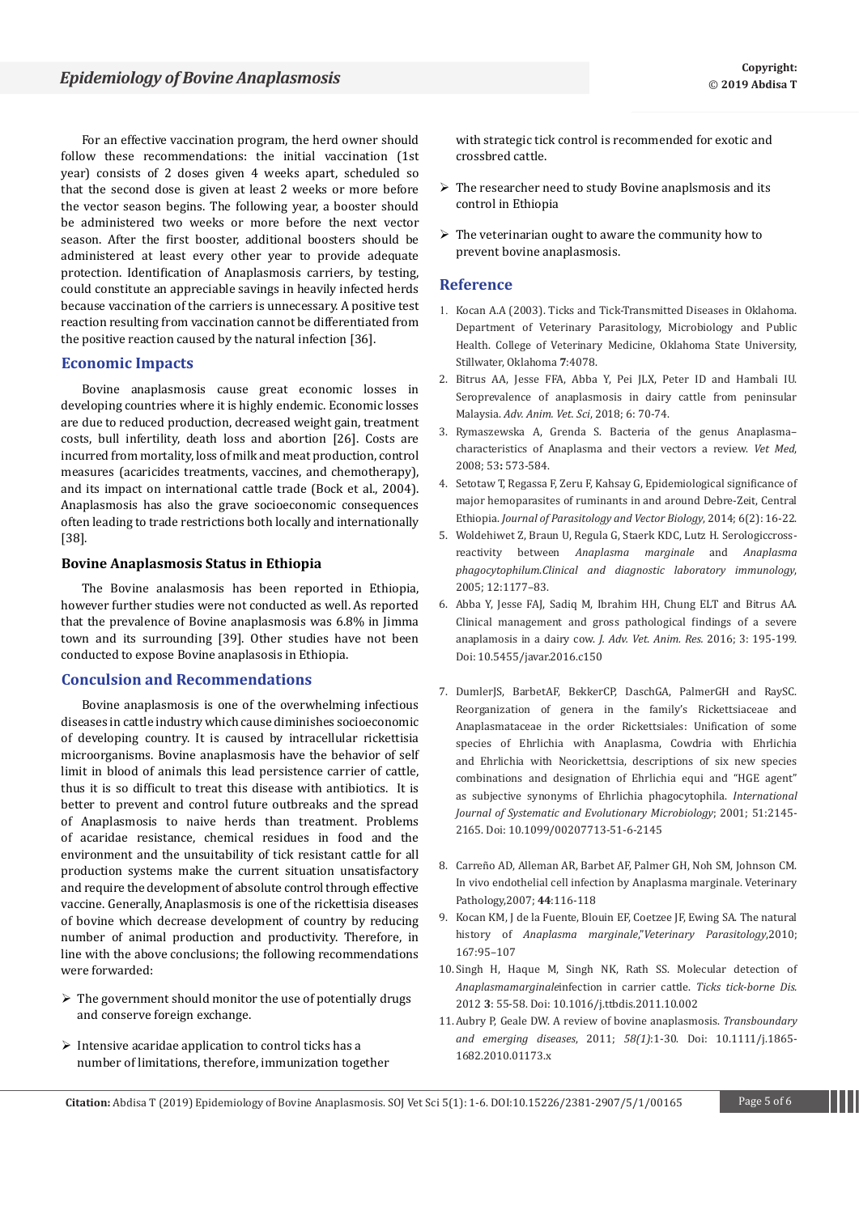For an effective vaccination program, the herd owner should follow these recommendations: the initial vaccination (1st year) consists of 2 doses given 4 weeks apart, scheduled so that the second dose is given at least 2 weeks or more before the vector season begins. The following year, a booster should be administered two weeks or more before the next vector season. After the first booster, additional boosters should be administered at least every other year to provide adequate protection. Identification of Anaplasmosis carriers, by testing, could constitute an appreciable savings in heavily infected herds because vaccination of the carriers is unnecessary. A positive test reaction resulting from vaccination cannot be differentiated from the positive reaction caused by the natural infection [36].

## Economic Impacts

Bovine anaplasmosis cause great economic losses in developing countries where it is highly endemic. Economic losses are due to reduced production, decreased weight gain, treatment costs, bull infertility, death loss and abortion [26]. Costs are incurred from mortality, loss of milk and meat production, control measures (acaricides treatments, vaccines, and chemotherapy), and its impact on international cattle trade (Bock et al., 2004). Anaplasmosis has also the grave socioeconomic consequences often leading to trade restrictions both locally and internationally [38].

### Bovine Anaplasmosis Status in Ethiopia

The Bovine analasmosis has been reported in Ethiopia, however further studies were not conducted as well. As reported that the prevalence of Bovine anaplasmosis was 6.8% in Jimma town and its surrounding [39]. Other studies have not been conducted to expose Bovine anaplasosis in Ethiopia.

## Conculsion and Recommendations

Bovine anaplasmosis is one of the overwhelming infectious diseases in cattle industry which cause diminishes socioeconomic of developing country. It is caused by intracellular rickettisia microorganisms. Bovine anaplasmosis have the behavior of self limit in blood of animals this lead persistence carrier of cattle, thus it is so difficult to treat this disease with antibiotics. It is better to prevent and control future outbreaks and the spread of Anaplasmosis to naive herds than treatment. Problems of acaridae resistance, chemical residues in food and the environment and the unsuitability of tick resistant cattle for all production systems make the current situation unsatisfactory and require the development of absolute control through effective vaccine. Generally, Anaplasmosis is one of the rickettisia diseases of bovine which decrease development of country by reducing number of animal production and productivity. Therefore, in line with the above conclusions; the following recommendations were forwarded:

- The government should monitor the use of potentially drugs and conserve foreign exchange.
- Intensive acaridae application to control ticks has a number of limitations, therefore, immunization together with strategic tick control is recommended for exotic and crossbred cattle.
- The researcher need to study Bovine anaplsmosis and its control in Ethiopia
- The veterinarian ought to aware the community how to prevent bovine anaplasmosis.

## Reference

1. Kocan A.A (2003). Ticks and Tick-Transmitted Diseases in Oklahoma. Department of Veterinary Parasitology, Microbiology and Public Health. College of Veterinary Medicine, Oklahoma State University, Stillwater, Oklahoma **7**:4078.
2. Bitrus AA, Jesse FFA, Abba Y, Pei JLX, Peter ID and Hambali IU. Seroprevalence of anaplasmosis in dairy cattle from peninsular Malaysia. *Adv. Anim. Vet. Sci*, 2018; 6: 70-74.
3. Rymaszewska A, Grenda S. Bacteria of the genus Anaplasma–characteristics of Anaplasma and their vectors a review. *Vet Med*, 2008; 53**:** 573-584.
4. Setotaw T, Regassa F, Zeru F, Kahsay G, Epidemiological significance of major hemoparasites of ruminants in and around Debre-Zeit, Central Ethiopia. *Journal of Parasitology and Vector Biology*, 2014; 6(2): 16-22.
5. Woldehiwet Z, Braun U, Regula G, Staerk KDC, Lutz H. Serologiccross-reactivity between *Anaplasma marginale* and *Anaplasma phagocytophilum.Clinical and diagnostic laboratory immunology*, 2005; 12:1177–83.
6. Abba Y, Jesse FAJ, Sadiq M, Ibrahim HH, Chung ELT and Bitrus AA. Clinical management and gross pathological findings of a severe anaplamosis in a dairy cow. *J. Adv. Vet. Anim. Res.* 2016; 3: 195-199. Doi: 10.5455/javar.2016.c150
7. DumlerJS, BarbetAF, BekkerCP, DaschGA, PalmerGH and RaySC. Reorganization of genera in the family's Rickettsiaceae and Anaplasmataceae in the order Rickettsiales: Unification of some species of Ehrlichia with Anaplasma, Cowdria with Ehrlichia and Ehrlichia with Neorickettsia, descriptions of six new species combinations and designation of Ehrlichia equi and "HGE agent" as subjective synonyms of Ehrlichia phagocytophila. *International Journal of Systematic and Evolutionary Microbiology*; 2001; 51:2145-2165. Doi: 10.1099/00207713-51-6-2145
8. Carreño AD, Alleman AR, Barbet AF, Palmer GH, Noh SM, Johnson CM. In vivo endothelial cell infection by Anaplasma marginale. Veterinary Pathology,2007; **44**:116-118
9. Kocan KM, J de la Fuente, Blouin EF, Coetzee JF, Ewing SA. The natural history of *Anaplasma marginale*,"*Veterinary Parasitology*,2010; 167:95–107
10. Singh H, Haque M, Singh NK, Rath SS. Molecular detection of *Anaplasmamarginale*infection in carrier cattle. *Ticks tick-borne Dis.* 2012 **3**: 55-58. Doi: 10.1016/j.ttbdis.2011.10.002
11. Aubry P, Geale DW. A review of bovine anaplasmosis. *Transboundary and emerging diseases*, 2011; *58(1)*:1-30. Doi: 10.1111/j.1865-1682.2010.01173.x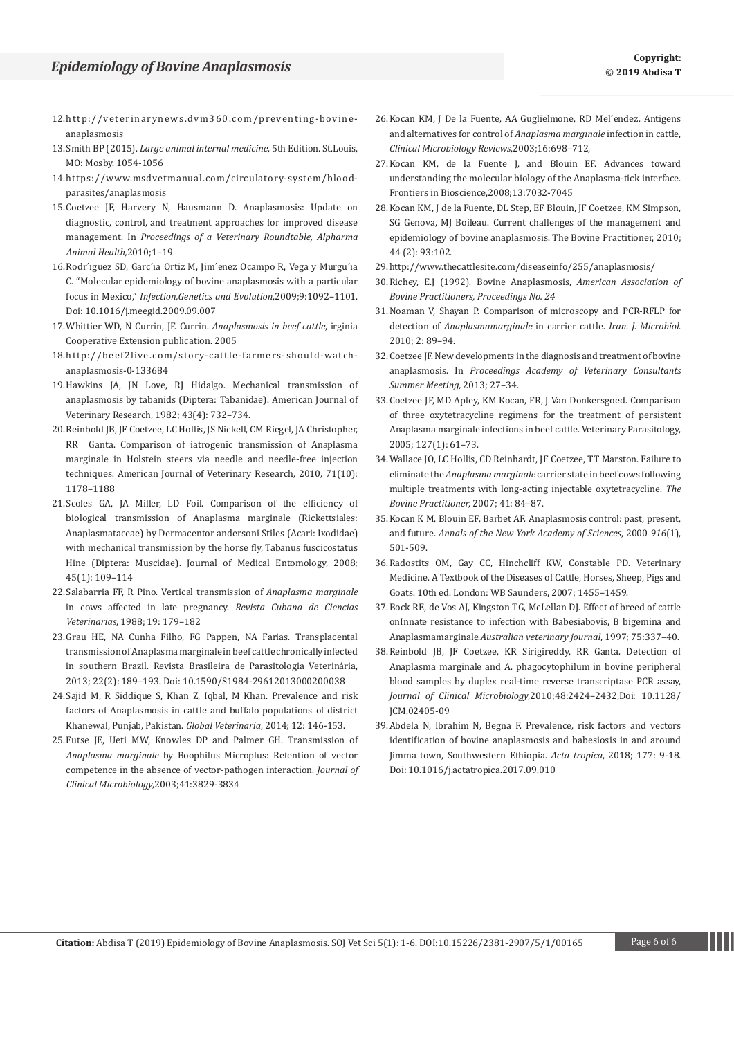12. http://veterinarynews.dvm360.com/preventing-bovine-anaplasmosis
13. Smith BP (2015). *Large animal internal medicine,* 5th Edition. St.Louis, MO: Mosby. 1054-1056
14. https://www.msdvetmanual.com/circulatory-system/blood-parasites/anaplasmosis
15. Coetzee JF, Harvery N, Hausmann D. Anaplasmosis: Update on diagnostic, control, and treatment approaches for improved disease management. In *Proceedings of a Veterinary Roundtable, Alpharma Animal Health,*2010;1–19
16. Rodr´ıguez SD, Garc´ıa Ortiz M, Jim´enez Ocampo R, Vega y Murgu´ıa C. "Molecular epidemiology of bovine anaplasmosis with a particular focus in Mexico," *Infection,Genetics and Evolution*,2009;9:1092–1101. Doi: 10.1016/j.meegid.2009.09.007
17. Whittier WD, N Currin, JF. Currin. *Anaplasmosis in beef cattle*, irginia Cooperative Extension publication. 2005
18. http://beef2live.com/story-cattle-farmers-should-watch-anaplasmosis-0-133684
19. Hawkins JA, JN Love, RJ Hidalgo. Mechanical transmission of anaplasmosis by tabanids (Diptera: Tabanidae). American Journal of Veterinary Research, 1982; 43(4): 732–734.
20. Reinbold JB, JF Coetzee, LC Hollis, JS Nickell, CM Riegel, JA Christopher, RR Ganta. Comparison of iatrogenic transmission of Anaplasma marginale in Holstein steers via needle and needle-free injection techniques. American Journal of Veterinary Research, 2010, 71(10): 1178–1188
21. Scoles GA, JA Miller, LD Foil. Comparison of the efficiency of biological transmission of Anaplasma marginale (Rickettsiales: Anaplasmataceae) by Dermacentor andersoni Stiles (Acari: Ixodidae) with mechanical transmission by the horse fly, Tabanus fuscicostatus Hine (Diptera: Muscidae). Journal of Medical Entomology, 2008; 45(1): 109–114
22. Salabarria FF, R Pino. Vertical transmission of *Anaplasma marginale* in cows affected in late pregnancy. *Revista Cubana de Ciencias Veterinarias,* 1988; 19: 179–182
23. Grau HE, NA Cunha Filho, FG Pappen, NA Farias. Transplacental transmission of Anaplasma marginale in beef cattle chronically infected in southern Brazil. Revista Brasileira de Parasitologia Veterinária, 2013; 22(2): 189–193. Doi: 10.1590/S1984-29612013000200038
24. Sajid M, R Siddique S, Khan Z, Iqbal, M Khan. Prevalence and risk factors of Anaplasmosis in cattle and buffalo populations of district Khanewal, Punjab, Pakistan. *Global Veterinaria*, 2014; 12: 146-153.
25. Futse JE, Ueti MW, Knowles DP and Palmer GH. Transmission of *Anaplasma marginale* by Boophilus Microplus: Retention of vector competence in the absence of vector-pathogen interaction. *Journal of Clinical Microbiology*,2003;41:3829-3834
26. Kocan KM, J De la Fuente, AA Guglielmone, RD Mel´endez. Antigens and alternatives for control of *Anaplasma marginale* infection in cattle, *Clinical Microbiology Reviews*,2003;16:698–712,
27. Kocan KM, de la Fuente J, and Blouin EF. Advances toward understanding the molecular biology of the Anaplasma-tick interface. Frontiers in Bioscience,2008;13:7032-7045
28. Kocan KM, J de la Fuente, DL Step, EF Blouin, JF Coetzee, KM Simpson, SG Genova, MJ Boileau. Current challenges of the management and epidemiology of bovine anaplasmosis. The Bovine Practitioner, 2010; 44 (2): 93:102.
29. http://www.thecattlesite.com/diseaseinfo/255/anaplasmosis/
30. Richey, E.J (1992). Bovine Anaplasmosis, *American Association of Bovine Practitioners, Proceedings No. 24*
31. Noaman V, Shayan P. Comparison of microscopy and PCR-RFLP for detection of *Anaplasmamarginale* in carrier cattle. *Iran. J. Microbiol.* 2010; 2: 89–94.
32. Coetzee JF. New developments in the diagnosis and treatment of bovine anaplasmosis. In *Proceedings Academy of Veterinary Consultants Summer Meeting,* 2013; 27–34.
33. Coetzee JF, MD Apley, KM Kocan, FR, J Van Donkersgoed. Comparison of three oxytetracycline regimens for the treatment of persistent Anaplasma marginale infections in beef cattle. Veterinary Parasitology, 2005; 127(1): 61–73.
34. Wallace JO, LC Hollis, CD Reinhardt, JF Coetzee, TT Marston. Failure to eliminate the *Anaplasma marginale* carrier state in beef cows following multiple treatments with long-acting injectable oxytetracycline. *The Bovine Practitioner,* 2007; 41: 84–87.
35. Kocan K M, Blouin EF, Barbet AF. Anaplasmosis control: past, present, and future. *Annals of the New York Academy of Sciences*, 2000 *916*(1), 501-509.
36. Radostits OM, Gay CC, Hinchcliff KW, Constable PD. Veterinary Medicine. A Textbook of the Diseases of Cattle, Horses, Sheep, Pigs and Goats. 10th ed. London: WB Saunders, 2007; 1455–1459.
37. Bock RE, de Vos AJ, Kingston TG, McLellan DJ. Effect of breed of cattle onInnate resistance to infection with Babesiabovis, B bigemina and Anaplasmamarginale.*Australian veterinary journal*, 1997; 75:337–40.
38. Reinbold JB, JF Coetzee, KR Sirigireddy, RR Ganta. Detection of Anaplasma marginale and A. phagocytophilum in bovine peripheral blood samples by duplex real-time reverse transcriptase PCR assay, *Journal of Clinical Microbiology*,2010;48:2424–2432,Doi: 10.1128/JCM.02405-09
39. Abdela N, Ibrahim N, Begna F. Prevalence, risk factors and vectors identification of bovine anaplasmosis and babesiosis in and around Jimma town, Southwestern Ethiopia. *Acta tropica*, 2018; 177: 9-18. Doi: 10.1016/j.actatropica.2017.09.010